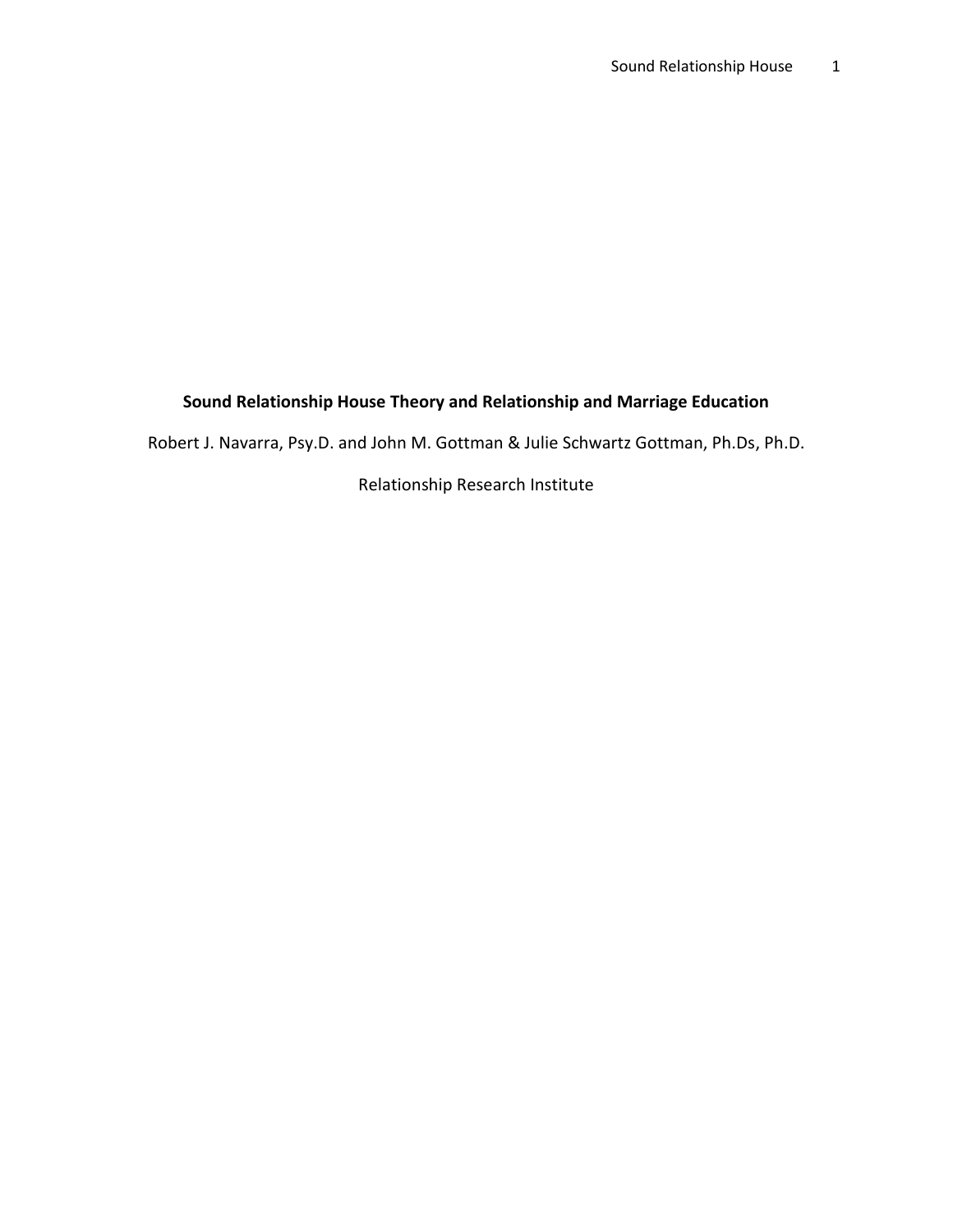# Sound Relationship House Theory and Relationship and Marriage Education

Robert J. Navarra, Psy.D. and John M. Gottman & Julie Schwartz Gottman, Ph.Ds, Ph.D.

Relationship Research Institute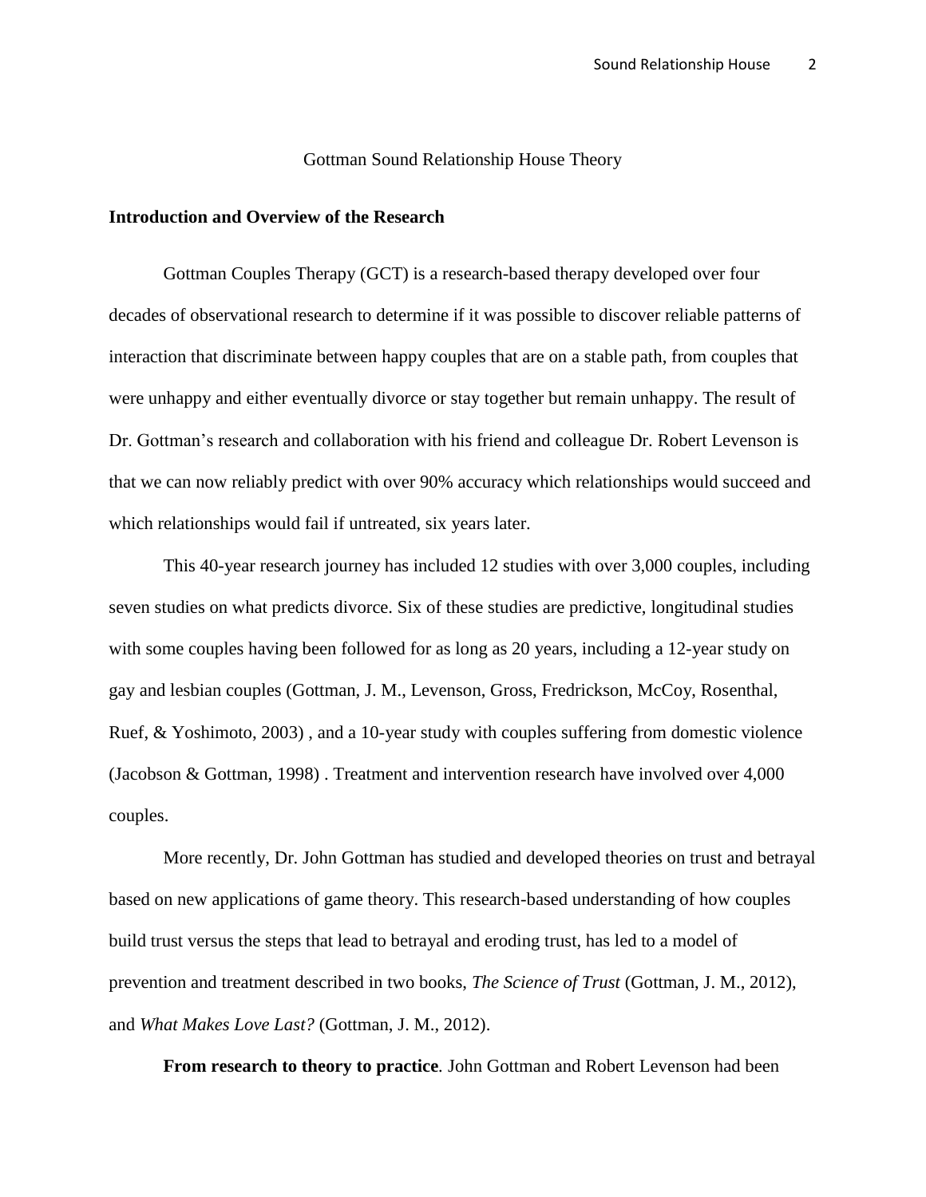# Gottman Sound Relationship House Theory

## Introduction and Overview of the Research

Gottman Couples Therapy (GCT) is a research-based therapy developed over four decades of observational research to determine if it was possible to discover reliable patterns of interaction that discriminate between happy couples that are on a stable path, from couples that were unhappy and either eventually divorce or stay together but remain unhappy. The result of Dr. Gottman's research and collaboration with his friend and colleague Dr. Robert Levenson is that we can now reliably predict with over 90% accuracy which relationships would succeed and which relationships would fail if untreated, six years later.

This 40-year research journey has included 12 studies with over 3,000 couples, including seven studies on what predicts divorce. Six of these studies are predictive, longitudinal studies with some couples having been followed for as long as 20 years, including a 12-year study on gay and lesbian couples (Gottman, J. M., Levenson, Gross, Fredrickson, McCoy, Rosenthal, Ruef, & Yoshimoto, 2003) , and a 10-year study with couples suffering from domestic violence (Jacobson & Gottman, 1998) . Treatment and intervention research have involved over 4,000 couples.

More recently, Dr. John Gottman has studied and developed theories on trust and betrayal based on new applications of game theory. This research-based understanding of how couples build trust versus the steps that lead to betrayal and eroding trust, has led to a model of prevention and treatment described in two books, *The Science of Trust* (Gottman, J. M., 2012), and *What Makes Love Last?* (Gottman, J. M., 2012).

**From research to theory to practice**. John Gottman and Robert Levenson had been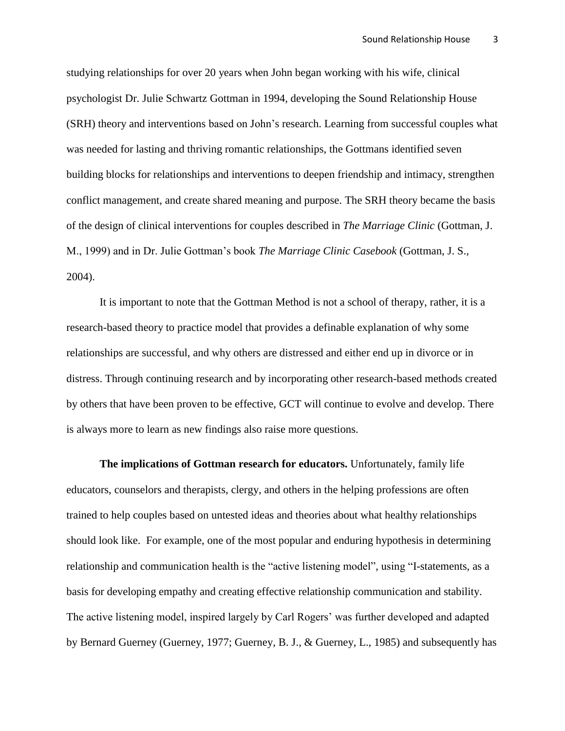studying relationships for over 20 years when John began working with his wife, clinical psychologist Dr. Julie Schwartz Gottman in 1994, developing the Sound Relationship House (SRH) theory and interventions based on John's research. Learning from successful couples what was needed for lasting and thriving romantic relationships, the Gottmans identified seven building blocks for relationships and interventions to deepen friendship and intimacy, strengthen conflict management, and create shared meaning and purpose. The SRH theory became the basis of the design of clinical interventions for couples described in *The Marriage Clinic* (Gottman, J. M., 1999) and in Dr. Julie Gottman's book *The Marriage Clinic Casebook* (Gottman, J. S., 2004).

It is important to note that the Gottman Method is not a school of therapy, rather, it is a research-based theory to practice model that provides a definable explanation of why some relationships are successful, and why others are distressed and either end up in divorce or in distress. Through continuing research and by incorporating other research-based methods created by others that have been proven to be effective, GCT will continue to evolve and develop. There is always more to learn as new findings also raise more questions.

**The implications of Gottman research for educators.** Unfortunately, family life educators, counselors and therapists, clergy, and others in the helping professions are often trained to help couples based on untested ideas and theories about what healthy relationships should look like. For example, one of the most popular and enduring hypothesis in determining relationship and communication health is the "active listening model", using "I-statements, as a basis for developing empathy and creating effective relationship communication and stability. The active listening model, inspired largely by Carl Rogers' was further developed and adapted by Bernard Guerney (Guerney, 1977; Guerney, B. J., & Guerney, L., 1985) and subsequently has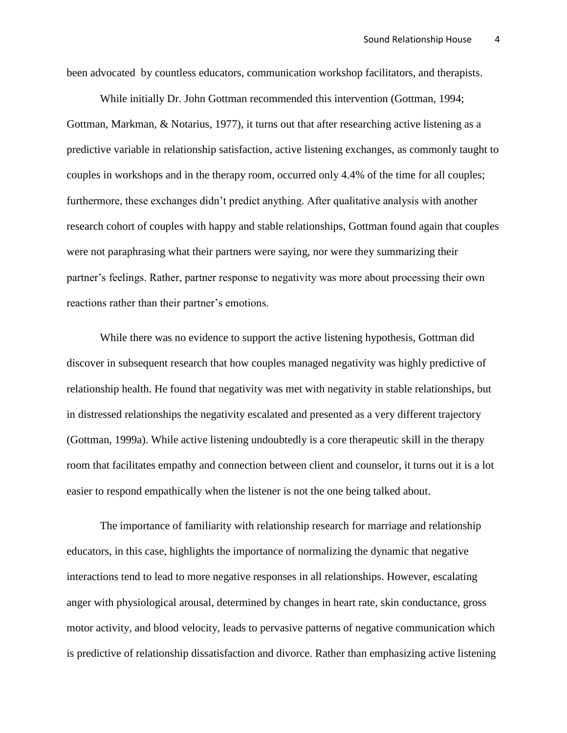been advocated  by countless educators, communication workshop facilitators, and therapists.

While initially Dr. John Gottman recommended this intervention (Gottman, 1994; Gottman, Markman, & Notarius, 1977), it turns out that after researching active listening as a predictive variable in relationship satisfaction, active listening exchanges, as commonly taught to couples in workshops and in the therapy room, occurred only 4.4% of the time for all couples; furthermore, these exchanges didn't predict anything. After qualitative analysis with another research cohort of couples with happy and stable relationships, Gottman found again that couples were not paraphrasing what their partners were saying, nor were they summarizing their partner's feelings. Rather, partner response to negativity was more about processing their own reactions rather than their partner's emotions.

While there was no evidence to support the active listening hypothesis, Gottman did discover in subsequent research that how couples managed negativity was highly predictive of relationship health. He found that negativity was met with negativity in stable relationships, but in distressed relationships the negativity escalated and presented as a very different trajectory (Gottman, 1999a). While active listening undoubtedly is a core therapeutic skill in the therapy room that facilitates empathy and connection between client and counselor, it turns out it is a lot easier to respond empathically when the listener is not the one being talked about.

The importance of familiarity with relationship research for marriage and relationship educators, in this case, highlights the importance of normalizing the dynamic that negative interactions tend to lead to more negative responses in all relationships. However, escalating anger with physiological arousal, determined by changes in heart rate, skin conductance, gross motor activity, and blood velocity, leads to pervasive patterns of negative communication which is predictive of relationship dissatisfaction and divorce. Rather than emphasizing active listening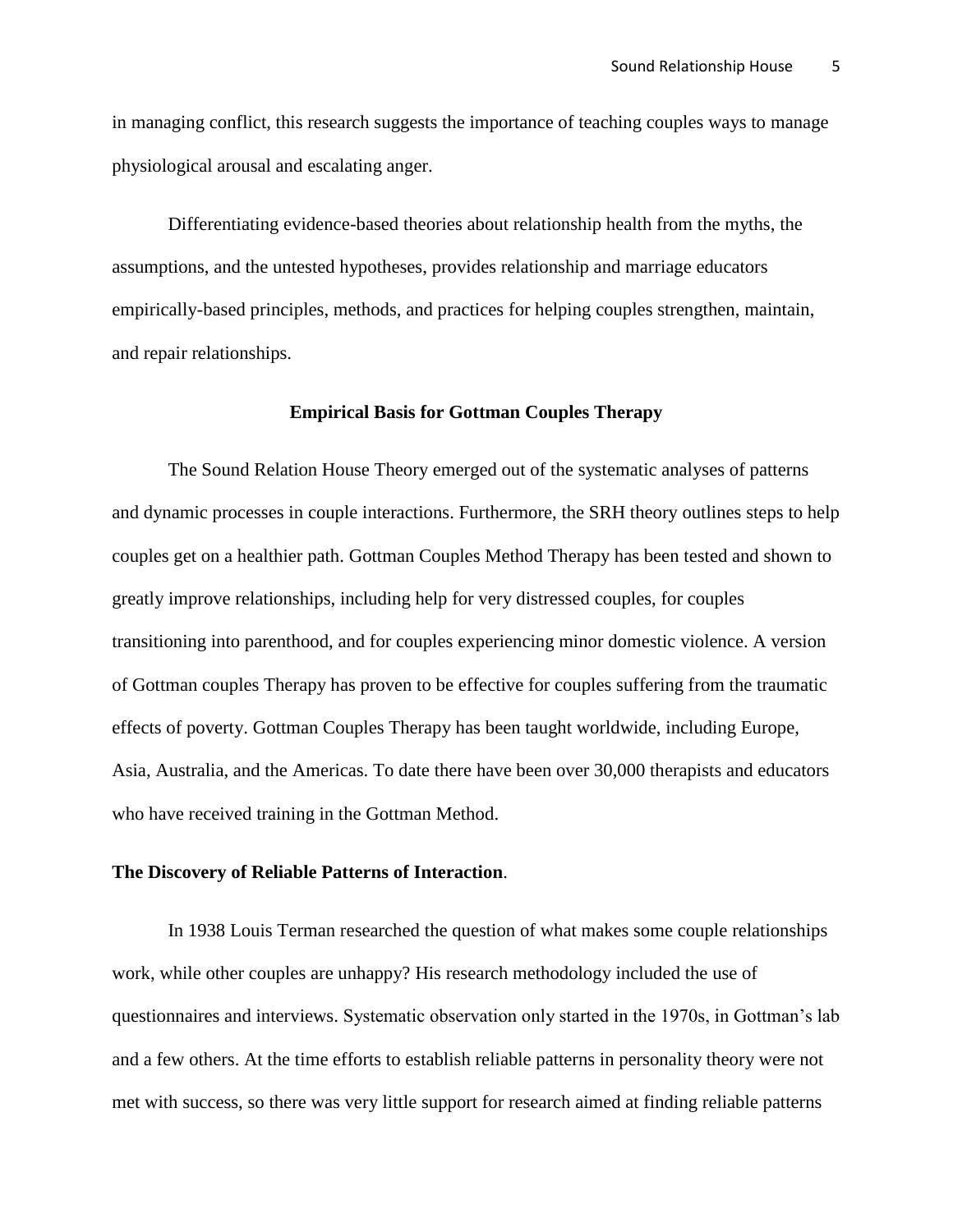in managing conflict, this research suggests the importance of teaching couples ways to manage physiological arousal and escalating anger.

Differentiating evidence-based theories about relationship health from the myths, the assumptions, and the untested hypotheses, provides relationship and marriage educators empirically-based principles, methods, and practices for helping couples strengthen, maintain, and repair relationships.

## Empirical Basis for Gottman Couples Therapy

The Sound Relation House Theory emerged out of the systematic analyses of patterns and dynamic processes in couple interactions. Furthermore, the SRH theory outlines steps to help couples get on a healthier path. Gottman Couples Method Therapy has been tested and shown to greatly improve relationships, including help for very distressed couples, for couples transitioning into parenthood, and for couples experiencing minor domestic violence. A version of Gottman couples Therapy has proven to be effective for couples suffering from the traumatic effects of poverty. Gottman Couples Therapy has been taught worldwide, including Europe, Asia, Australia, and the Americas. To date there have been over 30,000 therapists and educators who have received training in the Gottman Method.

### The Discovery of Reliable Patterns of Interaction.

In 1938 Louis Terman researched the question of what makes some couple relationships work, while other couples are unhappy? His research methodology included the use of questionnaires and interviews. Systematic observation only started in the 1970s, in Gottman's lab and a few others. At the time efforts to establish reliable patterns in personality theory were not met with success, so there was very little support for research aimed at finding reliable patterns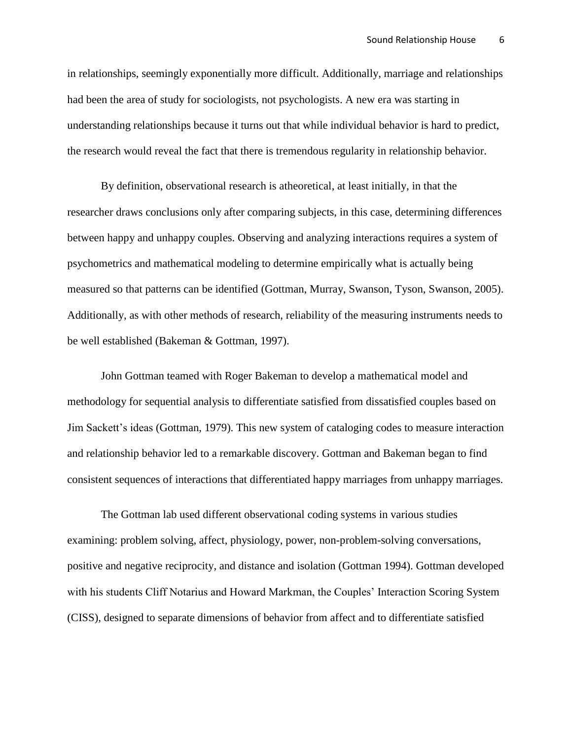in relationships, seemingly exponentially more difficult. Additionally, marriage and relationships had been the area of study for sociologists, not psychologists. A new era was starting in understanding relationships because it turns out that while individual behavior is hard to predict, the research would reveal the fact that there is tremendous regularity in relationship behavior.

By definition, observational research is atheoretical, at least initially, in that the researcher draws conclusions only after comparing subjects, in this case, determining differences between happy and unhappy couples. Observing and analyzing interactions requires a system of psychometrics and mathematical modeling to determine empirically what is actually being measured so that patterns can be identified (Gottman, Murray, Swanson, Tyson, Swanson, 2005). Additionally, as with other methods of research, reliability of the measuring instruments needs to be well established (Bakeman & Gottman, 1997).

John Gottman teamed with Roger Bakeman to develop a mathematical model and methodology for sequential analysis to differentiate satisfied from dissatisfied couples based on Jim Sackett's ideas (Gottman, 1979). This new system of cataloging codes to measure interaction and relationship behavior led to a remarkable discovery. Gottman and Bakeman began to find consistent sequences of interactions that differentiated happy marriages from unhappy marriages.

The Gottman lab used different observational coding systems in various studies examining: problem solving, affect, physiology, power, non-problem-solving conversations, positive and negative reciprocity, and distance and isolation (Gottman 1994). Gottman developed with his students Cliff Notarius and Howard Markman, the Couples' Interaction Scoring System (CISS), designed to separate dimensions of behavior from affect and to differentiate satisfied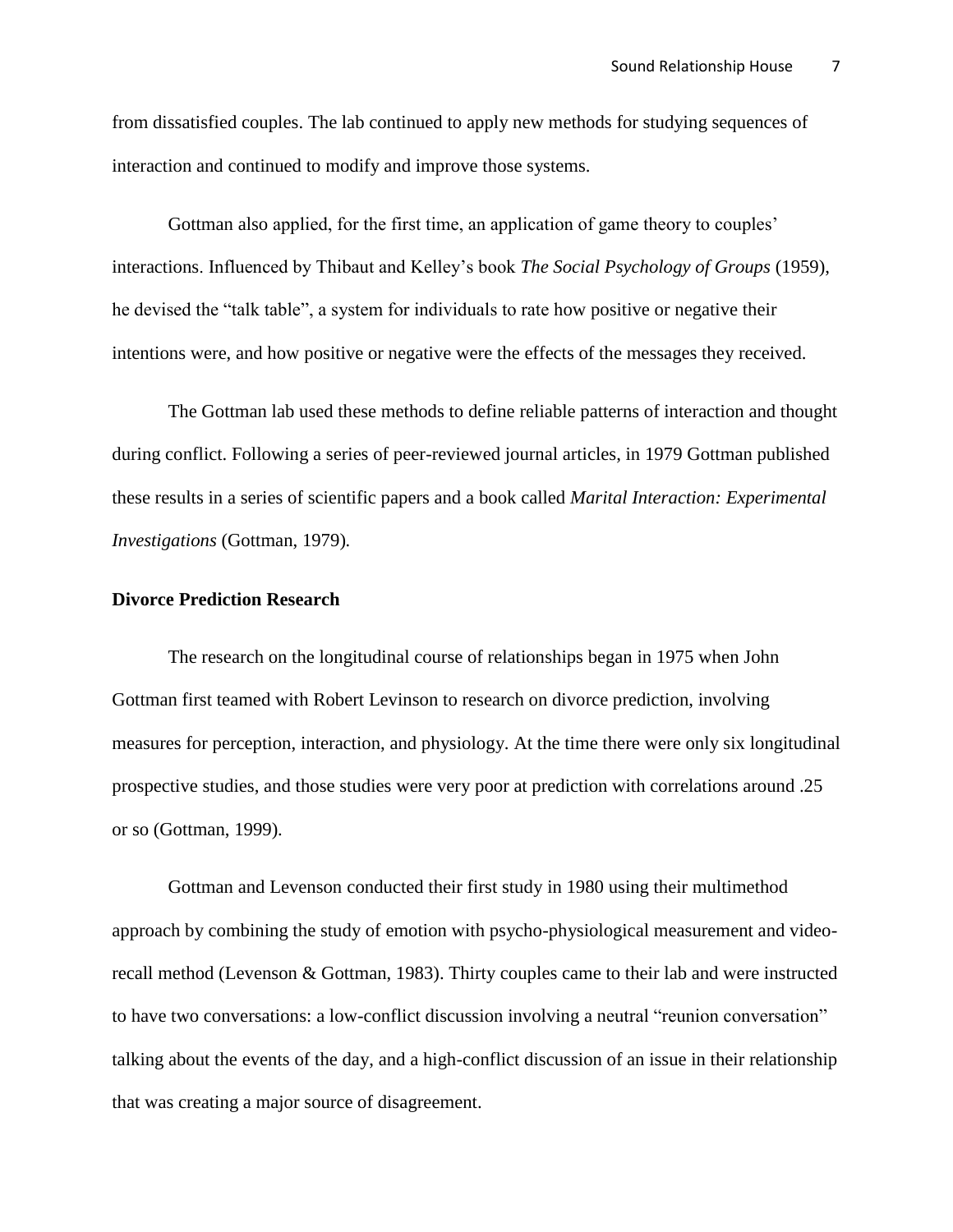from dissatisfied couples. The lab continued to apply new methods for studying sequences of interaction and continued to modify and improve those systems.

Gottman also applied, for the first time, an application of game theory to couples' interactions. Influenced by Thibaut and Kelley's book *The Social Psychology of Groups* (1959), he devised the "talk table", a system for individuals to rate how positive or negative their intentions were, and how positive or negative were the effects of the messages they received.

The Gottman lab used these methods to define reliable patterns of interaction and thought during conflict. Following a series of peer-reviewed journal articles, in 1979 Gottman published these results in a series of scientific papers and a book called *Marital Interaction: Experimental Investigations* (Gottman, 1979).

**Divorce Prediction Research**

The research on the longitudinal course of relationships began in 1975 when John Gottman first teamed with Robert Levinson to research on divorce prediction, involving measures for perception, interaction, and physiology. At the time there were only six longitudinal prospective studies, and those studies were very poor at prediction with correlations around .25 or so (Gottman, 1999).

Gottman and Levenson conducted their first study in 1980 using their multimethod approach by combining the study of emotion with psycho-physiological measurement and video-recall method (Levenson & Gottman, 1983). Thirty couples came to their lab and were instructed to have two conversations: a low-conflict discussion involving a neutral "reunion conversation" talking about the events of the day, and a high-conflict discussion of an issue in their relationship that was creating a major source of disagreement.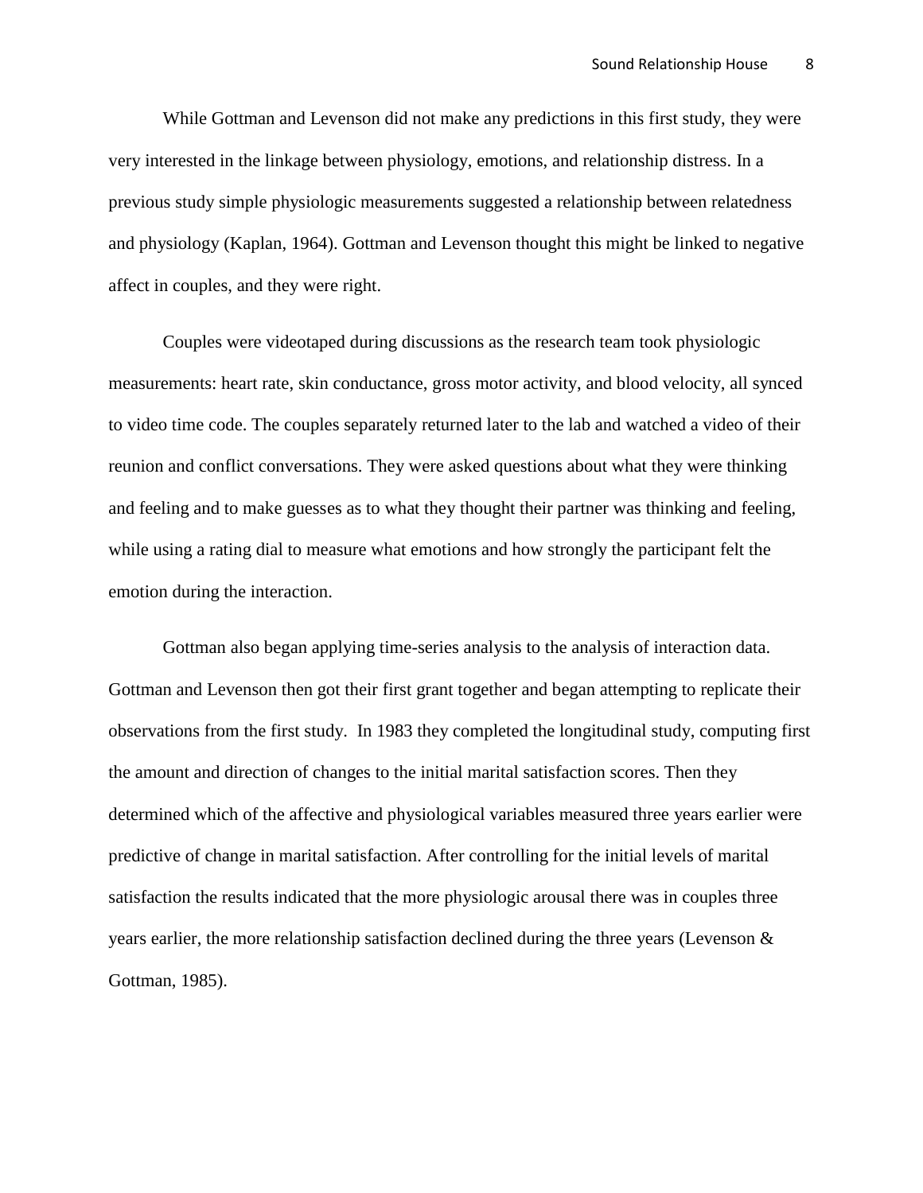While Gottman and Levenson did not make any predictions in this first study, they were very interested in the linkage between physiology, emotions, and relationship distress. In a previous study simple physiologic measurements suggested a relationship between relatedness and physiology (Kaplan, 1964). Gottman and Levenson thought this might be linked to negative affect in couples, and they were right.

Couples were videotaped during discussions as the research team took physiologic measurements: heart rate, skin conductance, gross motor activity, and blood velocity, all synced to video time code. The couples separately returned later to the lab and watched a video of their reunion and conflict conversations. They were asked questions about what they were thinking and feeling and to make guesses as to what they thought their partner was thinking and feeling, while using a rating dial to measure what emotions and how strongly the participant felt the emotion during the interaction.

Gottman also began applying time-series analysis to the analysis of interaction data. Gottman and Levenson then got their first grant together and began attempting to replicate their observations from the first study. In 1983 they completed the longitudinal study, computing first the amount and direction of changes to the initial marital satisfaction scores. Then they determined which of the affective and physiological variables measured three years earlier were predictive of change in marital satisfaction. After controlling for the initial levels of marital satisfaction the results indicated that the more physiologic arousal there was in couples three years earlier, the more relationship satisfaction declined during the three years (Levenson & Gottman, 1985).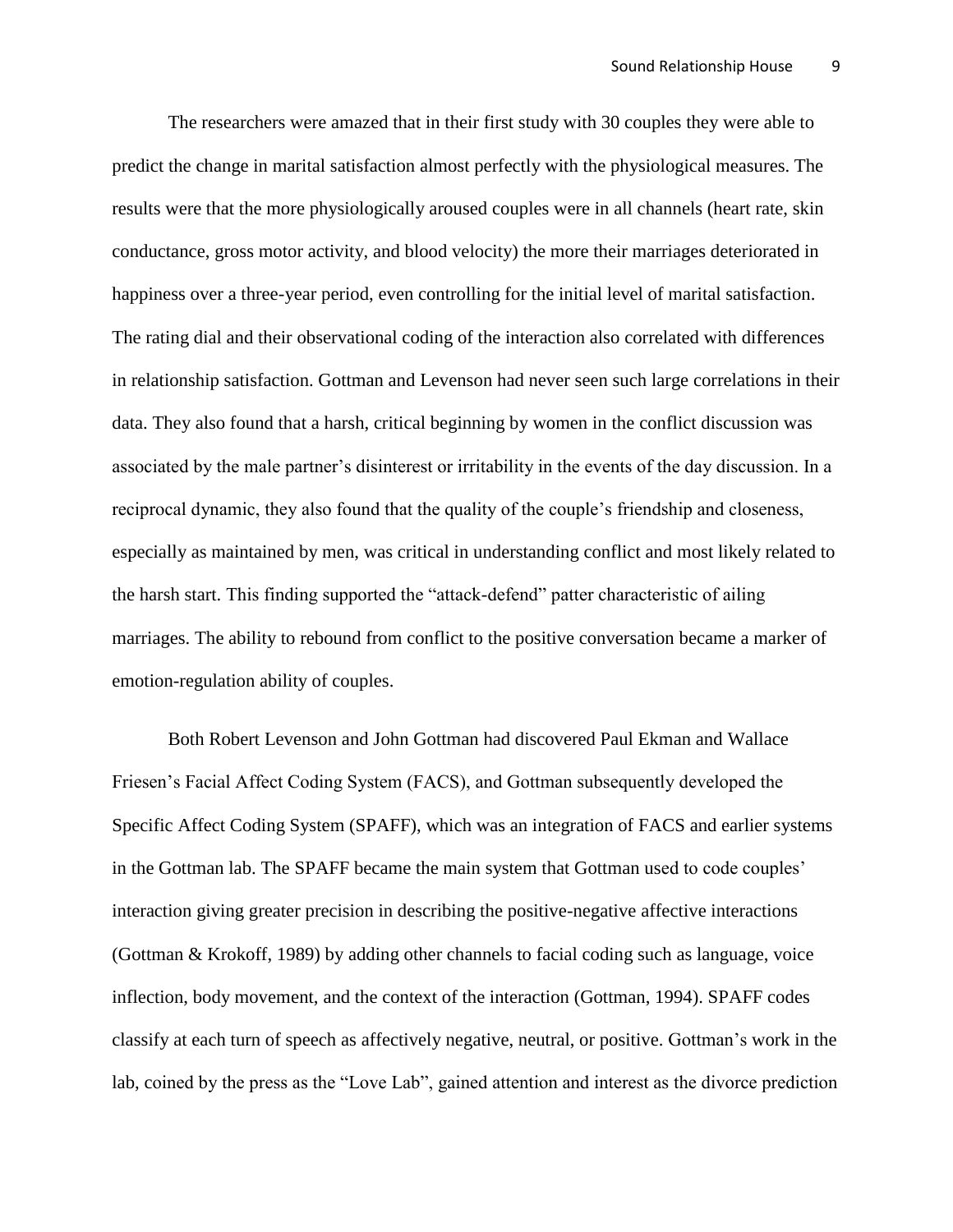The researchers were amazed that in their first study with 30 couples they were able to predict the change in marital satisfaction almost perfectly with the physiological measures. The results were that the more physiologically aroused couples were in all channels (heart rate, skin conductance, gross motor activity, and blood velocity) the more their marriages deteriorated in happiness over a three-year period, even controlling for the initial level of marital satisfaction. The rating dial and their observational coding of the interaction also correlated with differences in relationship satisfaction. Gottman and Levenson had never seen such large correlations in their data. They also found that a harsh, critical beginning by women in the conflict discussion was associated by the male partner's disinterest or irritability in the events of the day discussion. In a reciprocal dynamic, they also found that the quality of the couple's friendship and closeness, especially as maintained by men, was critical in understanding conflict and most likely related to the harsh start. This finding supported the "attack-defend" patter characteristic of ailing marriages. The ability to rebound from conflict to the positive conversation became a marker of emotion-regulation ability of couples.

Both Robert Levenson and John Gottman had discovered Paul Ekman and Wallace Friesen's Facial Affect Coding System (FACS), and Gottman subsequently developed the Specific Affect Coding System (SPAFF), which was an integration of FACS and earlier systems in the Gottman lab. The SPAFF became the main system that Gottman used to code couples' interaction giving greater precision in describing the positive-negative affective interactions (Gottman & Krokoff, 1989) by adding other channels to facial coding such as language, voice inflection, body movement, and the context of the interaction (Gottman, 1994). SPAFF codes classify at each turn of speech as affectively negative, neutral, or positive. Gottman's work in the lab, coined by the press as the "Love Lab", gained attention and interest as the divorce prediction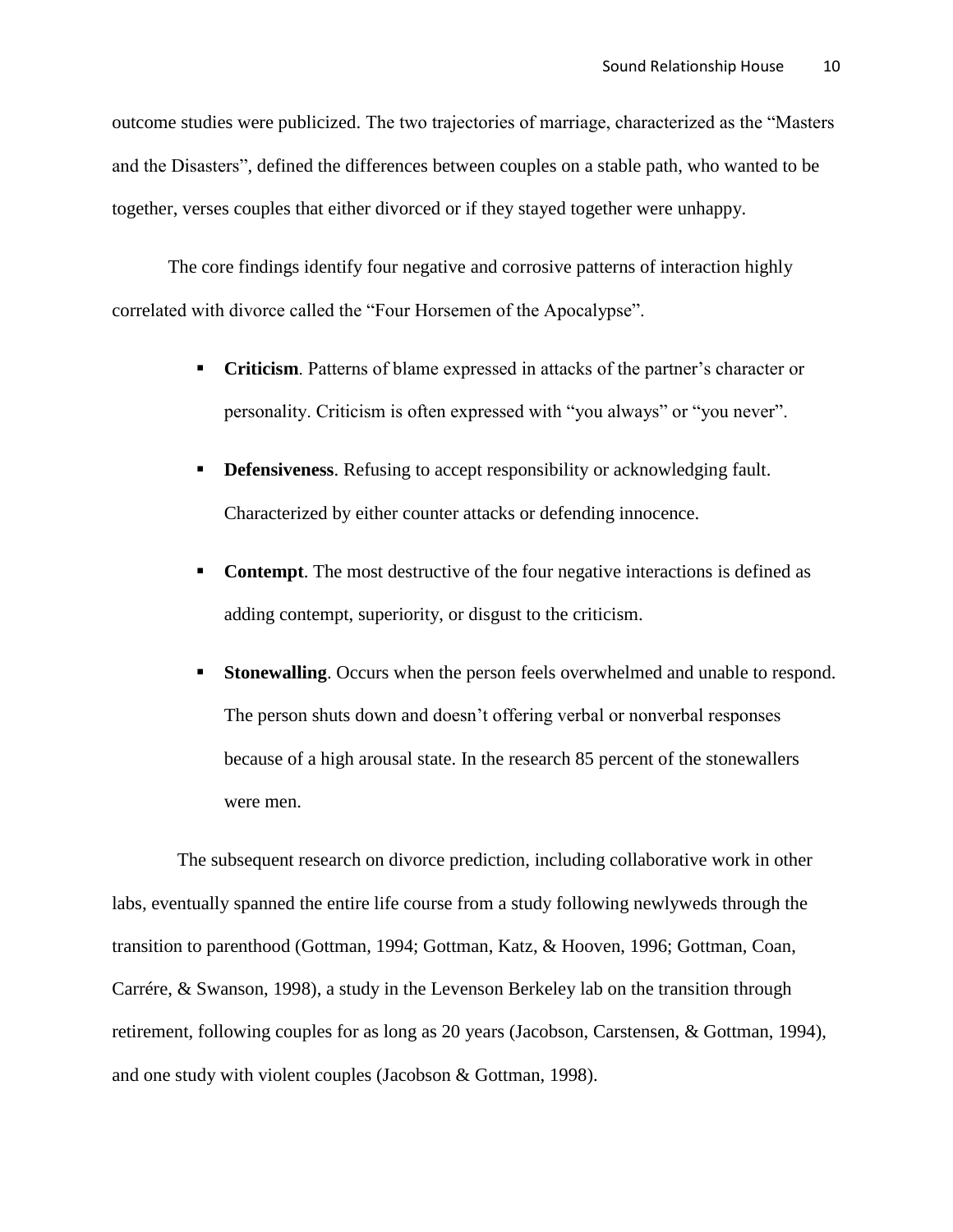outcome studies were publicized. The two trajectories of marriage, characterized as the "Masters and the Disasters", defined the differences between couples on a stable path, who wanted to be together, verses couples that either divorced or if they stayed together were unhappy.

The core findings identify four negative and corrosive patterns of interaction highly correlated with divorce called the "Four Horsemen of the Apocalypse".

- **Criticism**. Patterns of blame expressed in attacks of the partner's character or personality. Criticism is often expressed with "you always" or "you never".
- **Defensiveness**. Refusing to accept responsibility or acknowledging fault. Characterized by either counter attacks or defending innocence.
- **Contempt**. The most destructive of the four negative interactions is defined as adding contempt, superiority, or disgust to the criticism.
- **Stonewalling**. Occurs when the person feels overwhelmed and unable to respond. The person shuts down and doesn't offering verbal or nonverbal responses because of a high arousal state. In the research 85 percent of the stonewallers were men.

The subsequent research on divorce prediction, including collaborative work in other labs, eventually spanned the entire life course from a study following newlyweds through the transition to parenthood (Gottman, 1994; Gottman, Katz, & Hooven, 1996; Gottman, Coan, Carrére, & Swanson, 1998), a study in the Levenson Berkeley lab on the transition through retirement, following couples for as long as 20 years (Jacobson, Carstensen, & Gottman, 1994), and one study with violent couples (Jacobson & Gottman, 1998).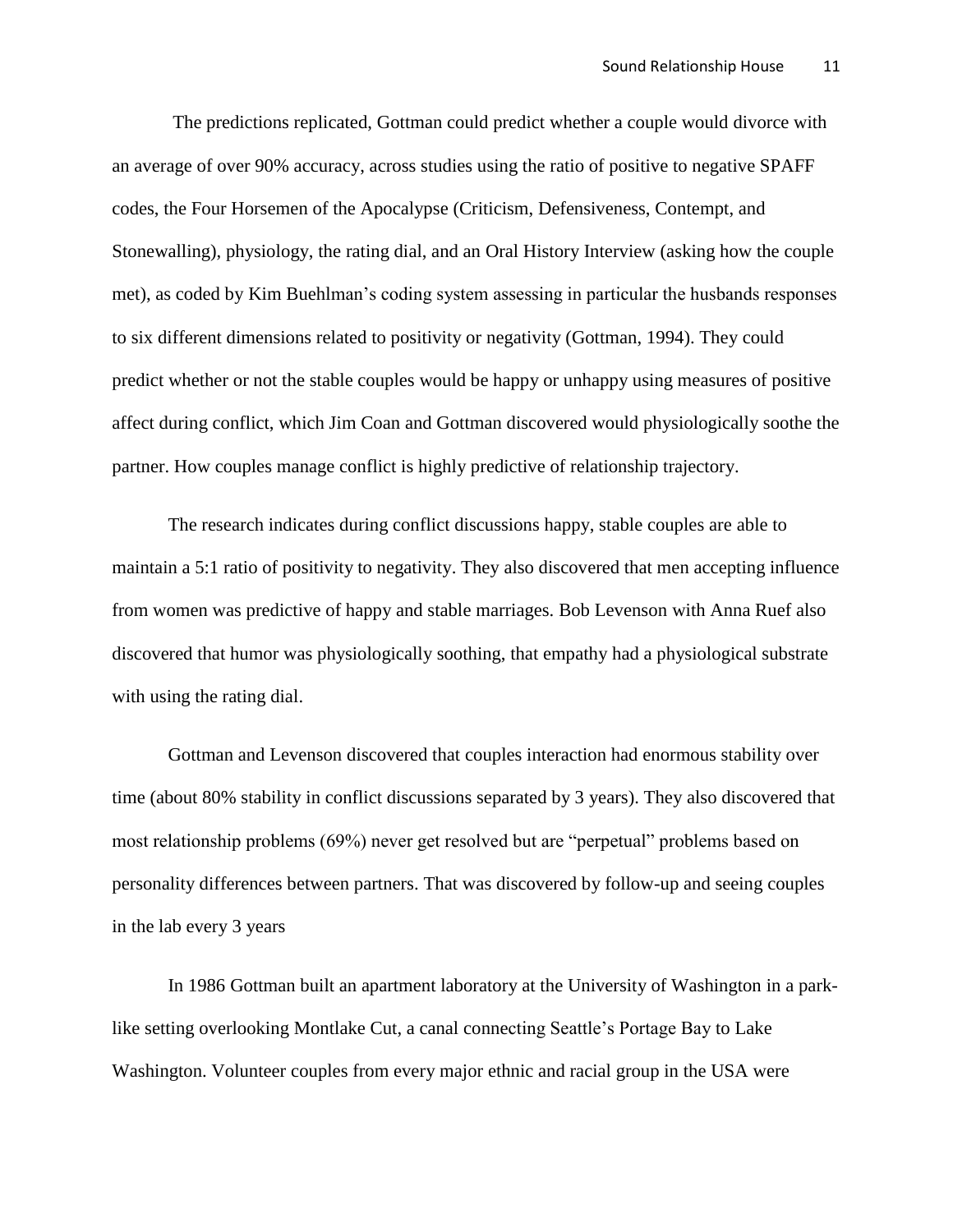The predictions replicated, Gottman could predict whether a couple would divorce with an average of over 90% accuracy, across studies using the ratio of positive to negative SPAFF codes, the Four Horsemen of the Apocalypse (Criticism, Defensiveness, Contempt, and Stonewalling), physiology, the rating dial, and an Oral History Interview (asking how the couple met), as coded by Kim Buehlman's coding system assessing in particular the husbands responses to six different dimensions related to positivity or negativity (Gottman, 1994). They could predict whether or not the stable couples would be happy or unhappy using measures of positive affect during conflict, which Jim Coan and Gottman discovered would physiologically soothe the partner. How couples manage conflict is highly predictive of relationship trajectory.

The research indicates during conflict discussions happy, stable couples are able to maintain a 5:1 ratio of positivity to negativity. They also discovered that men accepting influence from women was predictive of happy and stable marriages. Bob Levenson with Anna Ruef also discovered that humor was physiologically soothing, that empathy had a physiological substrate with using the rating dial.

Gottman and Levenson discovered that couples interaction had enormous stability over time (about 80% stability in conflict discussions separated by 3 years). They also discovered that most relationship problems (69%) never get resolved but are "perpetual" problems based on personality differences between partners. That was discovered by follow-up and seeing couples in the lab every 3 years

In 1986 Gottman built an apartment laboratory at the University of Washington in a park-like setting overlooking Montlake Cut, a canal connecting Seattle's Portage Bay to Lake Washington. Volunteer couples from every major ethnic and racial group in the USA were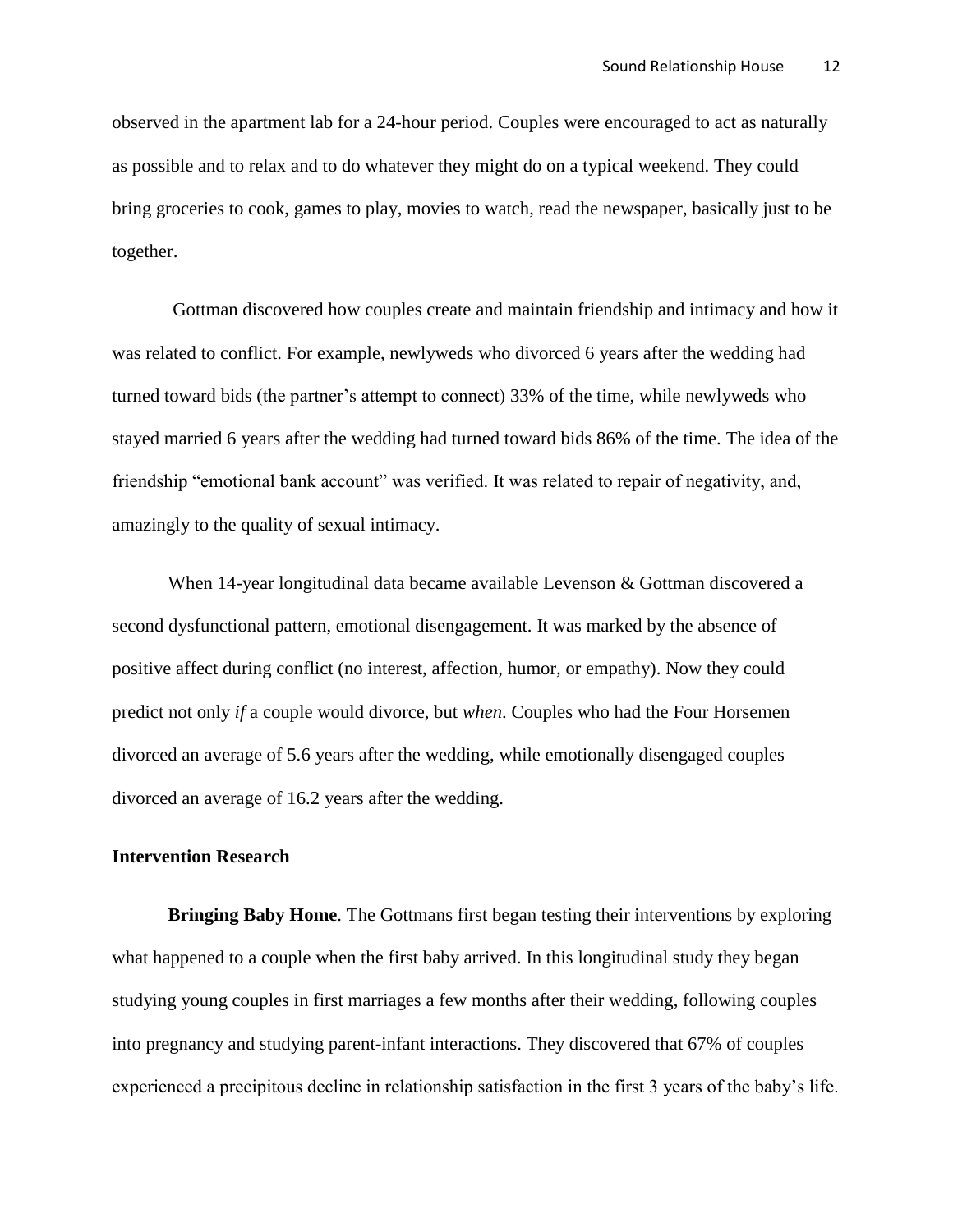observed in the apartment lab for a 24-hour period. Couples were encouraged to act as naturally as possible and to relax and to do whatever they might do on a typical weekend. They could bring groceries to cook, games to play, movies to watch, read the newspaper, basically just to be together.

Gottman discovered how couples create and maintain friendship and intimacy and how it was related to conflict. For example, newlyweds who divorced 6 years after the wedding had turned toward bids (the partner's attempt to connect) 33% of the time, while newlyweds who stayed married 6 years after the wedding had turned toward bids 86% of the time. The idea of the friendship "emotional bank account" was verified. It was related to repair of negativity, and, amazingly to the quality of sexual intimacy.

When 14-year longitudinal data became available Levenson & Gottman discovered a second dysfunctional pattern, emotional disengagement. It was marked by the absence of positive affect during conflict (no interest, affection, humor, or empathy). Now they could predict not only *if* a couple would divorce, but *when*. Couples who had the Four Horsemen divorced an average of 5.6 years after the wedding, while emotionally disengaged couples divorced an average of 16.2 years after the wedding.

**Intervention Research**

**Bringing Baby Home**. The Gottmans first began testing their interventions by exploring what happened to a couple when the first baby arrived. In this longitudinal study they began studying young couples in first marriages a few months after their wedding, following couples into pregnancy and studying parent-infant interactions. They discovered that 67% of couples experienced a precipitous decline in relationship satisfaction in the first 3 years of the baby's life.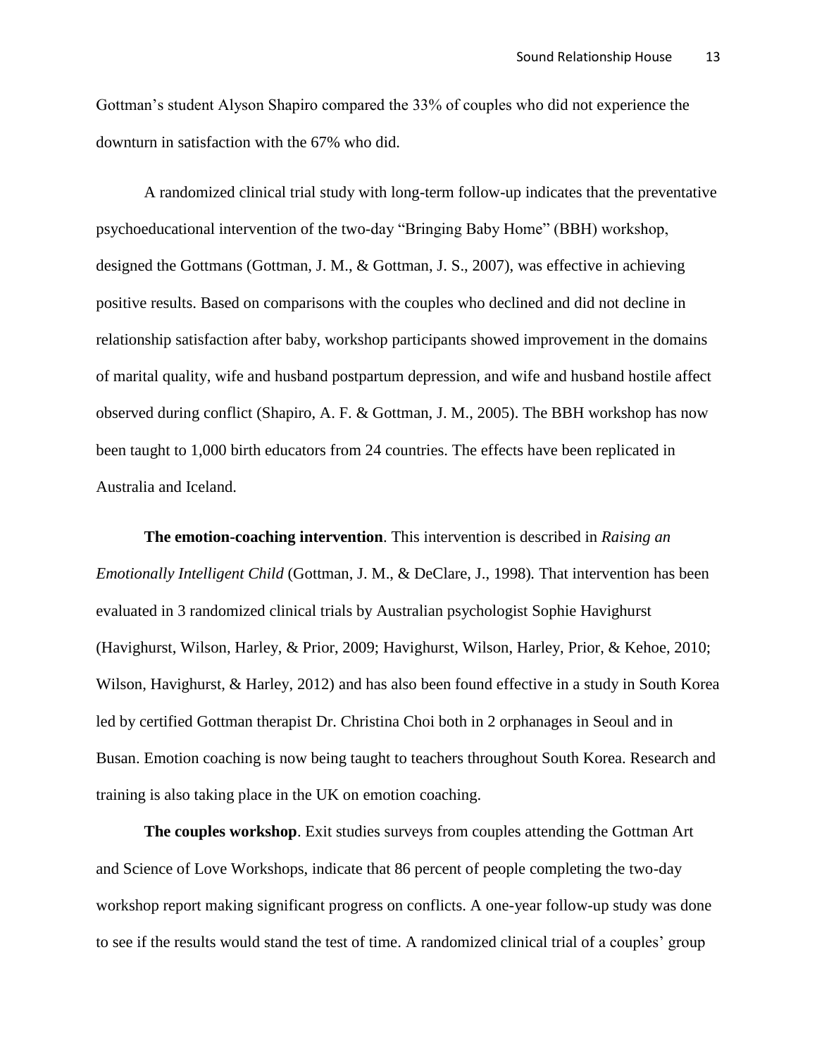Gottman's student Alyson Shapiro compared the 33% of couples who did not experience the downturn in satisfaction with the 67% who did.

A randomized clinical trial study with long-term follow-up indicates that the preventative psychoeducational intervention of the two-day "Bringing Baby Home" (BBH) workshop, designed the Gottmans (Gottman, J. M., & Gottman, J. S., 2007), was effective in achieving positive results. Based on comparisons with the couples who declined and did not decline in relationship satisfaction after baby, workshop participants showed improvement in the domains of marital quality, wife and husband postpartum depression, and wife and husband hostile affect observed during conflict (Shapiro, A. F. & Gottman, J. M., 2005). The BBH workshop has now been taught to 1,000 birth educators from 24 countries. The effects have been replicated in Australia and Iceland.

**The emotion-coaching intervention**. This intervention is described in *Raising an Emotionally Intelligent Child* (Gottman, J. M., & DeClare, J., 1998)*.* That intervention has been evaluated in 3 randomized clinical trials by Australian psychologist Sophie Havighurst (Havighurst, Wilson, Harley, & Prior, 2009; Havighurst, Wilson, Harley, Prior, & Kehoe, 2010; Wilson, Havighurst, & Harley, 2012) and has also been found effective in a study in South Korea led by certified Gottman therapist Dr. Christina Choi both in 2 orphanages in Seoul and in Busan. Emotion coaching is now being taught to teachers throughout South Korea. Research and training is also taking place in the UK on emotion coaching.

**The couples workshop**. Exit studies surveys from couples attending the Gottman Art and Science of Love Workshops, indicate that 86 percent of people completing the two-day workshop report making significant progress on conflicts. A one-year follow-up study was done to see if the results would stand the test of time. A randomized clinical trial of a couples' group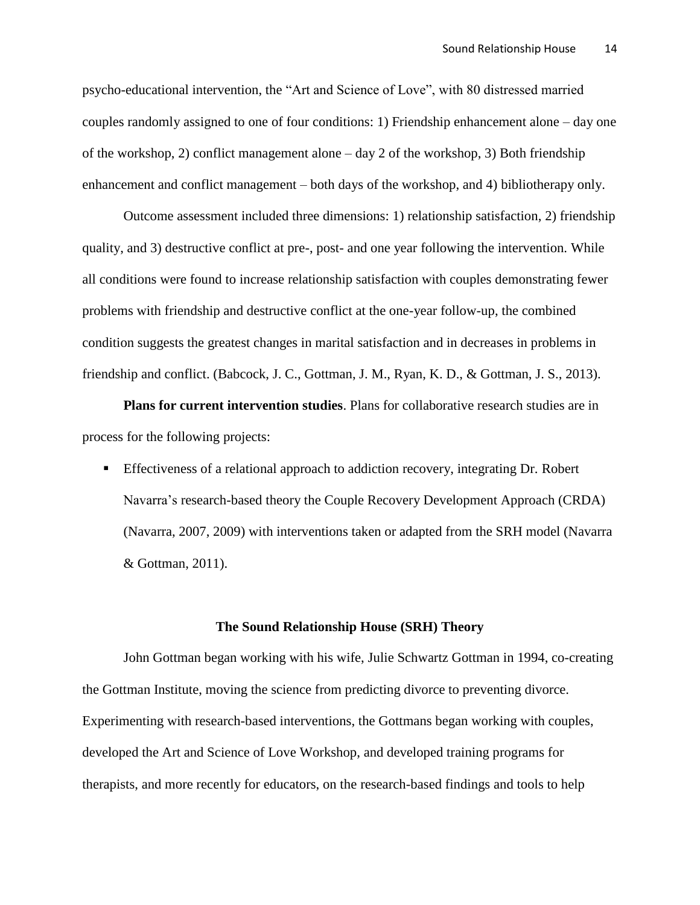psycho-educational intervention, the “Art and Science of Love”, with 80 distressed married couples randomly assigned to one of four conditions: 1) Friendship enhancement alone – day one of the workshop, 2) conflict management alone – day 2 of the workshop, 3) Both friendship enhancement and conflict management – both days of the workshop, and 4) bibliotherapy only.

Outcome assessment included three dimensions: 1) relationship satisfaction, 2) friendship quality, and 3) destructive conflict at pre-, post- and one year following the intervention. While all conditions were found to increase relationship satisfaction with couples demonstrating fewer problems with friendship and destructive conflict at the one-year follow-up, the combined condition suggests the greatest changes in marital satisfaction and in decreases in problems in friendship and conflict. (Babcock, J. C., Gottman, J. M., Ryan, K. D., & Gottman, J. S., 2013).

**Plans for current intervention studies**. Plans for collaborative research studies are in process for the following projects:

- Effectiveness of a relational approach to addiction recovery, integrating Dr. Robert Navarra’s research-based theory the Couple Recovery Development Approach (CRDA) (Navarra, 2007, 2009) with interventions taken or adapted from the SRH model (Navarra & Gottman, 2011).

## The Sound Relationship House (SRH) Theory

John Gottman began working with his wife, Julie Schwartz Gottman in 1994, co-creating the Gottman Institute, moving the science from predicting divorce to preventing divorce. Experimenting with research-based interventions, the Gottmans began working with couples, developed the Art and Science of Love Workshop, and developed training programs for therapists, and more recently for educators, on the research-based findings and tools to help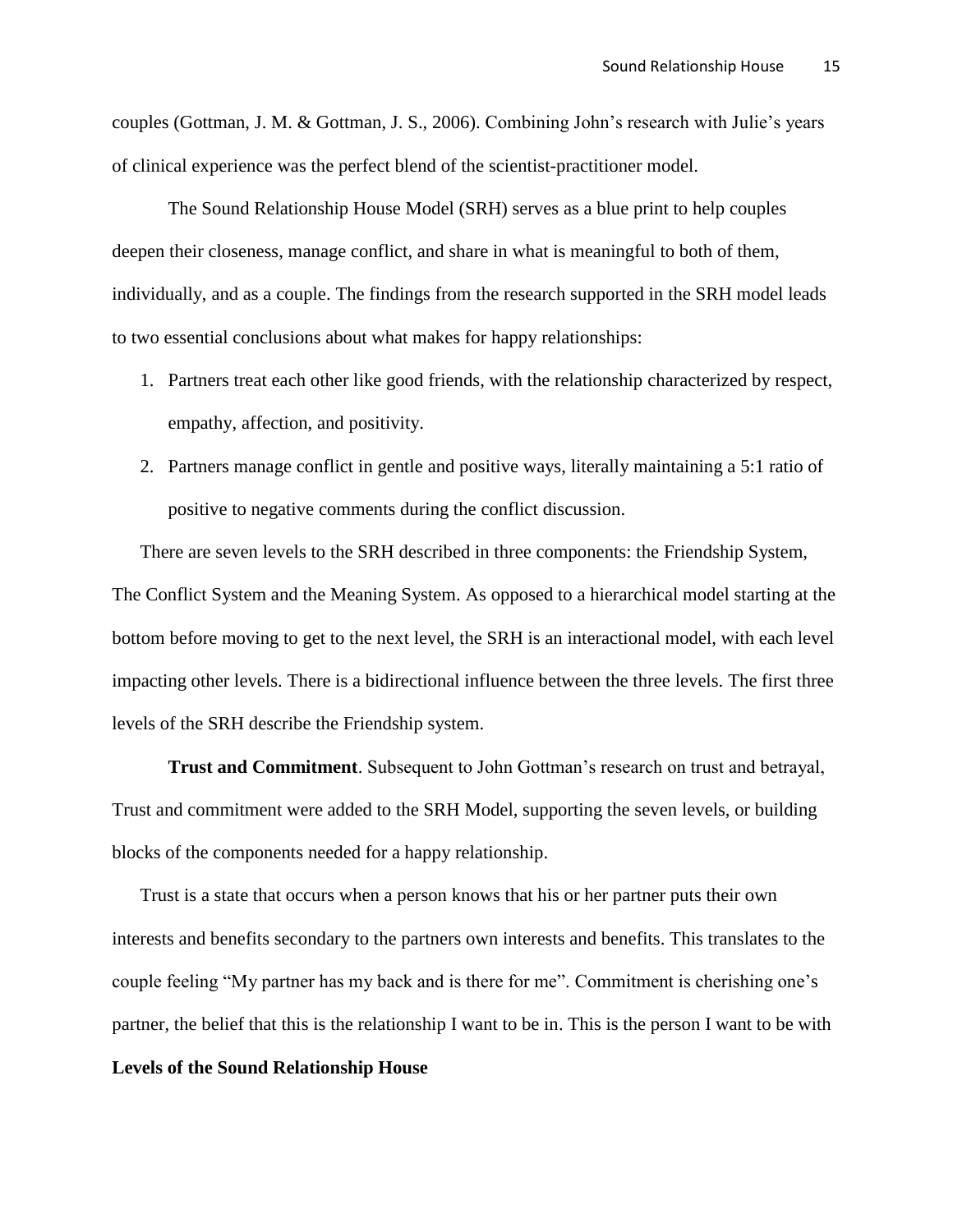couples (Gottman, J. M. & Gottman, J. S., 2006). Combining John's research with Julie's years of clinical experience was the perfect blend of the scientist-practitioner model.

The Sound Relationship House Model (SRH) serves as a blue print to help couples deepen their closeness, manage conflict, and share in what is meaningful to both of them, individually, and as a couple. The findings from the research supported in the SRH model leads to two essential conclusions about what makes for happy relationships:

1. Partners treat each other like good friends, with the relationship characterized by respect, empathy, affection, and positivity.
2. Partners manage conflict in gentle and positive ways, literally maintaining a 5:1 ratio of positive to negative comments during the conflict discussion.

There are seven levels to the SRH described in three components: the Friendship System, The Conflict System and the Meaning System. As opposed to a hierarchical model starting at the bottom before moving to get to the next level, the SRH is an interactional model, with each level impacting other levels. There is a bidirectional influence between the three levels. The first three levels of the SRH describe the Friendship system.

**Trust and Commitment**. Subsequent to John Gottman's research on trust and betrayal, Trust and commitment were added to the SRH Model, supporting the seven levels, or building blocks of the components needed for a happy relationship.

Trust is a state that occurs when a person knows that his or her partner puts their own interests and benefits secondary to the partners own interests and benefits. This translates to the couple feeling "My partner has my back and is there for me". Commitment is cherishing one's partner, the belief that this is the relationship I want to be in. This is the person I want to be with

**Levels of the Sound Relationship House**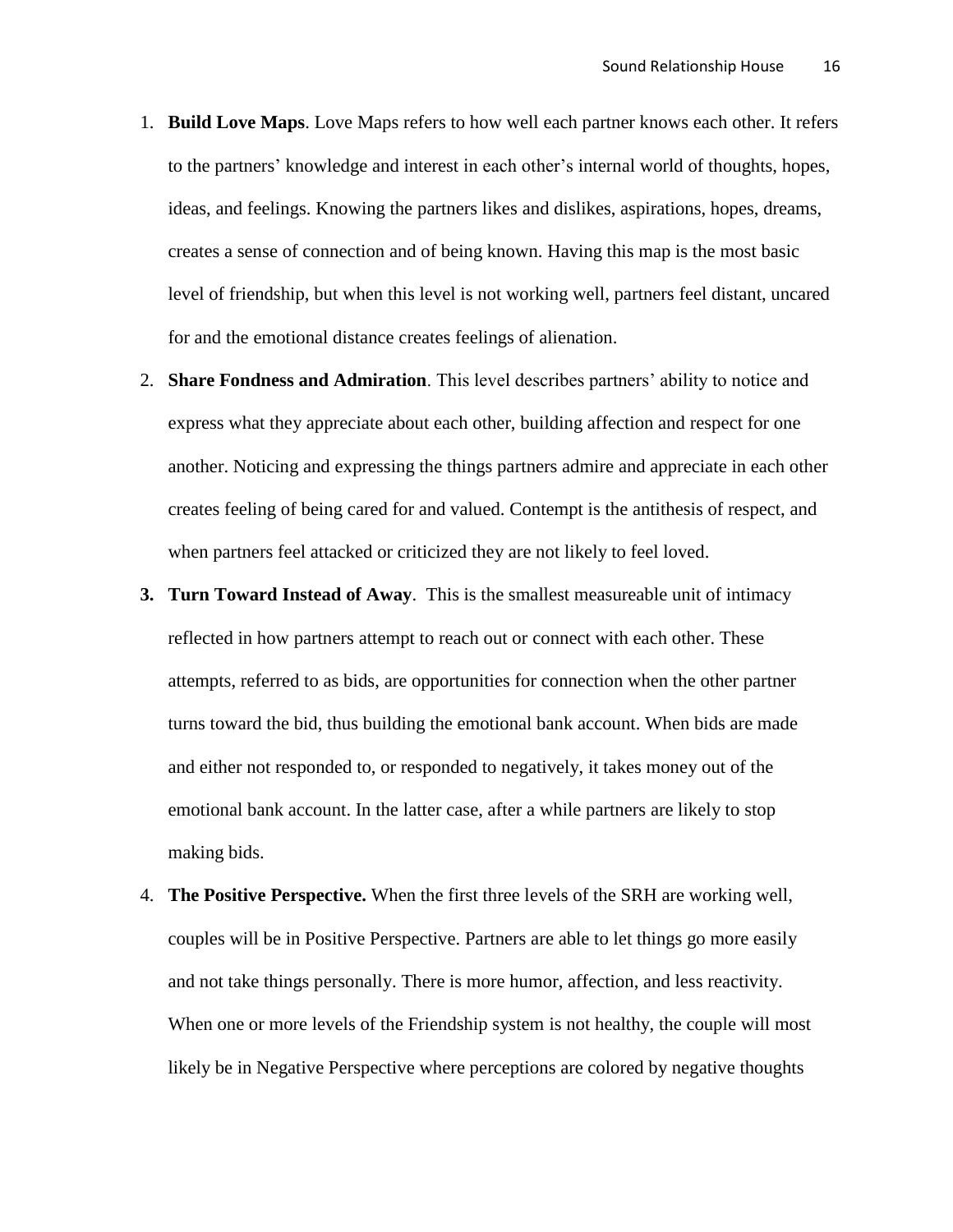1. **Build Love Maps**. Love Maps refers to how well each partner knows each other. It refers to the partners' knowledge and interest in each other's internal world of thoughts, hopes, ideas, and feelings. Knowing the partners likes and dislikes, aspirations, hopes, dreams, creates a sense of connection and of being known. Having this map is the most basic level of friendship, but when this level is not working well, partners feel distant, uncared for and the emotional distance creates feelings of alienation.
2. **Share Fondness and Admiration**. This level describes partners' ability to notice and express what they appreciate about each other, building affection and respect for one another. Noticing and expressing the things partners admire and appreciate in each other creates feeling of being cared for and valued. Contempt is the antithesis of respect, and when partners feel attacked or criticized they are not likely to feel loved.
3. **Turn Toward Instead of Away**. This is the smallest measureable unit of intimacy reflected in how partners attempt to reach out or connect with each other. These attempts, referred to as bids, are opportunities for connection when the other partner turns toward the bid, thus building the emotional bank account. When bids are made and either not responded to, or responded to negatively, it takes money out of the emotional bank account. In the latter case, after a while partners are likely to stop making bids.
4. **The Positive Perspective.** When the first three levels of the SRH are working well, couples will be in Positive Perspective. Partners are able to let things go more easily and not take things personally. There is more humor, affection, and less reactivity. When one or more levels of the Friendship system is not healthy, the couple will most likely be in Negative Perspective where perceptions are colored by negative thoughts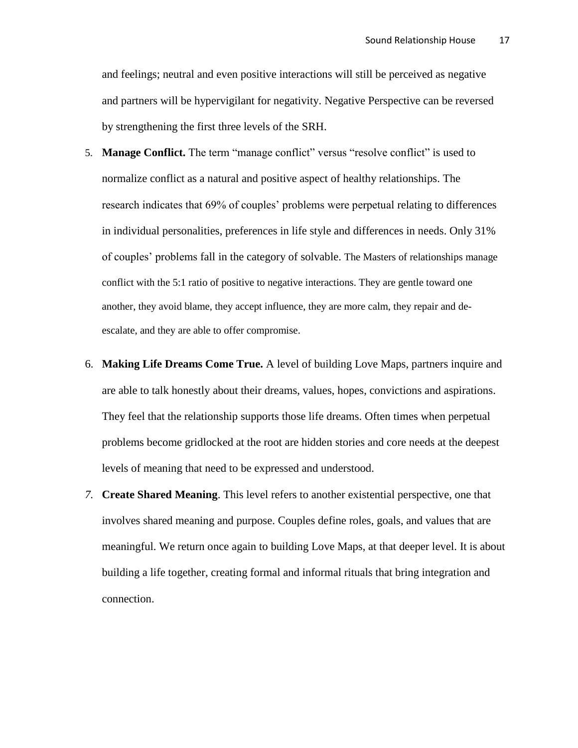and feelings; neutral and even positive interactions will still be perceived as negative and partners will be hypervigilant for negativity. Negative Perspective can be reversed by strengthening the first three levels of the SRH.

5. **Manage Conflict.** The term "manage conflict" versus "resolve conflict" is used to normalize conflict as a natural and positive aspect of healthy relationships. The research indicates that 69% of couples' problems were perpetual relating to differences in individual personalities, preferences in life style and differences in needs. Only 31% of couples' problems fall in the category of solvable. The Masters of relationships manage conflict with the 5:1 ratio of positive to negative interactions. They are gentle toward one another, they avoid blame, they accept influence, they are more calm, they repair and de-escalate, and they are able to offer compromise.

6. **Making Life Dreams Come True.** A level of building Love Maps, partners inquire and are able to talk honestly about their dreams, values, hopes, convictions and aspirations. They feel that the relationship supports those life dreams. Often times when perpetual problems become gridlocked at the root are hidden stories and core needs at the deepest levels of meaning that need to be expressed and understood.

7. **Create Shared Meaning**. This level refers to another existential perspective, one that involves shared meaning and purpose. Couples define roles, goals, and values that are meaningful. We return once again to building Love Maps, at that deeper level. It is about building a life together, creating formal and informal rituals that bring integration and connection.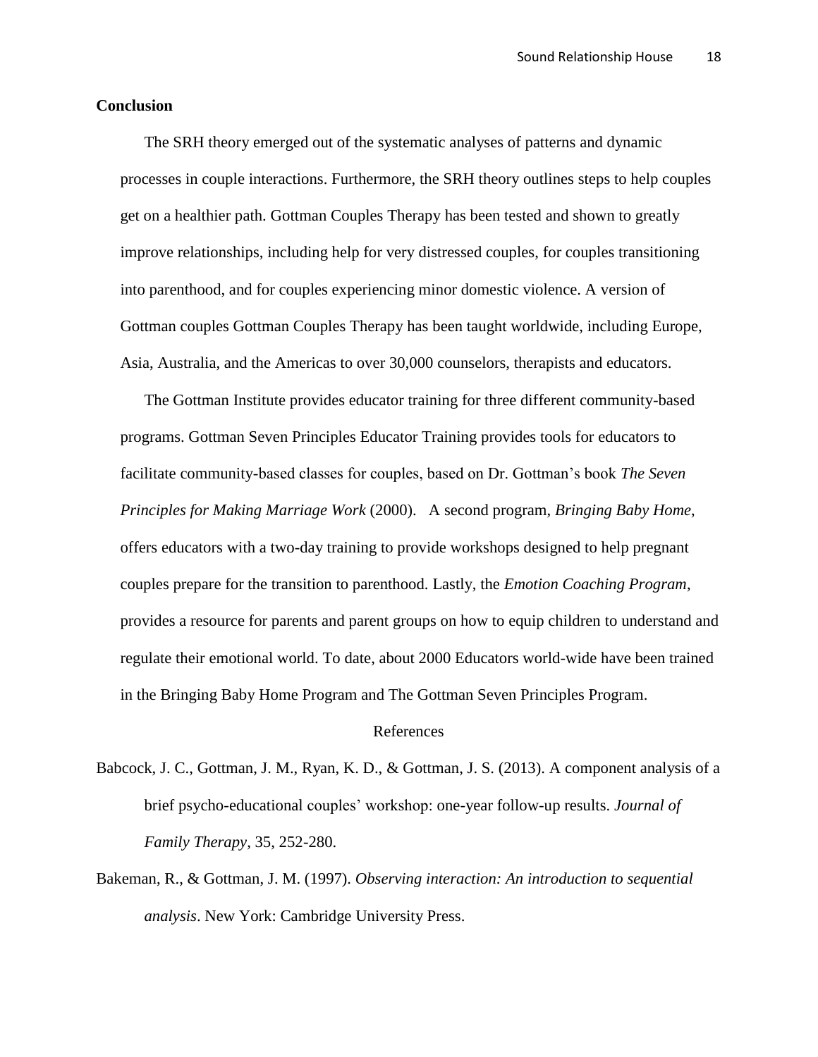**Conclusion**

The SRH theory emerged out of the systematic analyses of patterns and dynamic processes in couple interactions. Furthermore, the SRH theory outlines steps to help couples get on a healthier path. Gottman Couples Therapy has been tested and shown to greatly improve relationships, including help for very distressed couples, for couples transitioning into parenthood, and for couples experiencing minor domestic violence. A version of Gottman couples Gottman Couples Therapy has been taught worldwide, including Europe, Asia, Australia, and the Americas to over 30,000 counselors, therapists and educators.

The Gottman Institute provides educator training for three different community-based programs. Gottman Seven Principles Educator Training provides tools for educators to facilitate community-based classes for couples, based on Dr. Gottman's book *The Seven Principles for Making Marriage Work* (2000). A second program, *Bringing Baby Home*, offers educators with a two-day training to provide workshops designed to help pregnant couples prepare for the transition to parenthood. Lastly, the *Emotion Coaching Program*, provides a resource for parents and parent groups on how to equip children to understand and regulate their emotional world. To date, about 2000 Educators world-wide have been trained in the Bringing Baby Home Program and The Gottman Seven Principles Program.

## References

Babcock, J. C., Gottman, J. M., Ryan, K. D., & Gottman, J. S. (2013). A component analysis of a brief psycho-educational couples' workshop: one-year follow-up results. *Journal of Family Therapy*, 35, 252-280.

Bakeman, R., & Gottman, J. M. (1997). *Observing interaction: An introduction to sequential analysis*. New York: Cambridge University Press.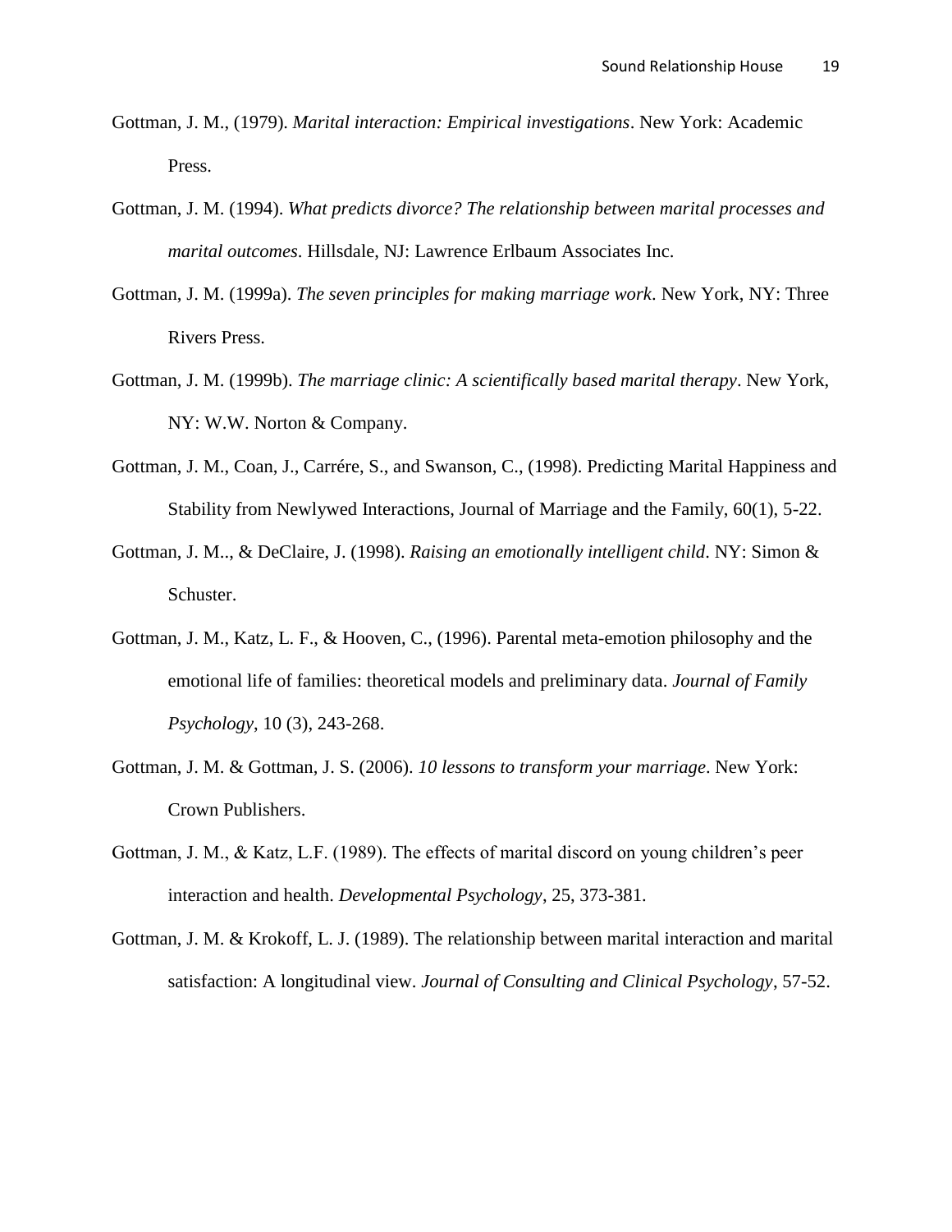Gottman, J. M., (1979). *Marital interaction: Empirical investigations*. New York: Academic Press.

Gottman, J. M. (1994). *What predicts divorce? The relationship between marital processes and marital outcomes*. Hillsdale, NJ: Lawrence Erlbaum Associates Inc.

Gottman, J. M. (1999a). *The seven principles for making marriage work*. New York, NY: Three Rivers Press.

Gottman, J. M. (1999b). *The marriage clinic: A scientifically based marital therapy*. New York, NY: W.W. Norton & Company.

Gottman, J. M., Coan, J., Carrére, S., and Swanson, C., (1998). Predicting Marital Happiness and Stability from Newlywed Interactions, Journal of Marriage and the Family, 60(1), 5-22.

Gottman, J. M.., & DeClaire, J. (1998). *Raising an emotionally intelligent child*. NY: Simon & Schuster.

Gottman, J. M., Katz, L. F., & Hooven, C., (1996). Parental meta-emotion philosophy and the emotional life of families: theoretical models and preliminary data. *Journal of Family Psychology*, 10 (3), 243-268.

Gottman, J. M. & Gottman, J. S. (2006). *10 lessons to transform your marriage*. New York: Crown Publishers.

Gottman, J. M., & Katz, L.F. (1989). The effects of marital discord on young children's peer interaction and health. *Developmental Psychology*, 25, 373-381.

Gottman, J. M. & Krokoff, L. J. (1989). The relationship between marital interaction and marital satisfaction: A longitudinal view. *Journal of Consulting and Clinical Psychology*, 57-52.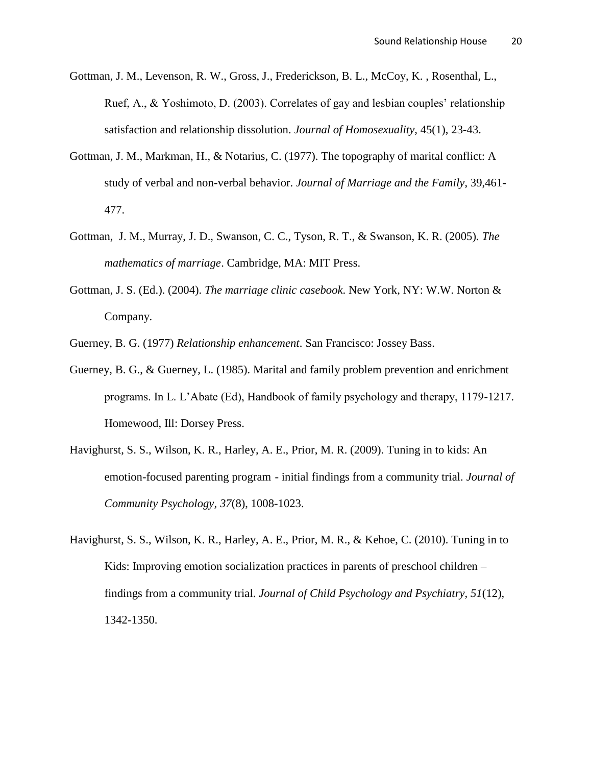Gottman, J. M., Levenson, R. W., Gross, J., Frederickson, B. L., McCoy, K. , Rosenthal, L., Ruef, A., & Yoshimoto, D. (2003). Correlates of gay and lesbian couples' relationship satisfaction and relationship dissolution. *Journal of Homosexuality*, 45(1), 23-43.

Gottman, J. M., Markman, H., & Notarius, C. (1977). The topography of marital conflict: A study of verbal and non-verbal behavior. *Journal of Marriage and the Family*, 39,461-477.

Gottman, J. M., Murray, J. D., Swanson, C. C., Tyson, R. T., & Swanson, K. R. (2005). *The mathematics of marriage*. Cambridge, MA: MIT Press.

Gottman, J. S. (Ed.). (2004). *The marriage clinic casebook.* New York, NY: W.W. Norton & Company.

Guerney, B. G. (1977) *Relationship enhancement*. San Francisco: Jossey Bass.

Guerney, B. G., & Guerney, L. (1985). Marital and family problem prevention and enrichment programs. In L. L'Abate (Ed), Handbook of family psychology and therapy, 1179-1217. Homewood, Ill: Dorsey Press.

Havighurst, S. S., Wilson, K. R., Harley, A. E., Prior, M. R. (2009). Tuning in to kids: An emotion-focused parenting program - initial findings from a community trial. *Journal of Community Psychology*, *37*(8), 1008-1023.

Havighurst, S. S., Wilson, K. R., Harley, A. E., Prior, M. R., & Kehoe, C. (2010). Tuning in to Kids: Improving emotion socialization practices in parents of preschool children – findings from a community trial. *Journal of Child Psychology and Psychiatry, 51*(12), 1342-1350.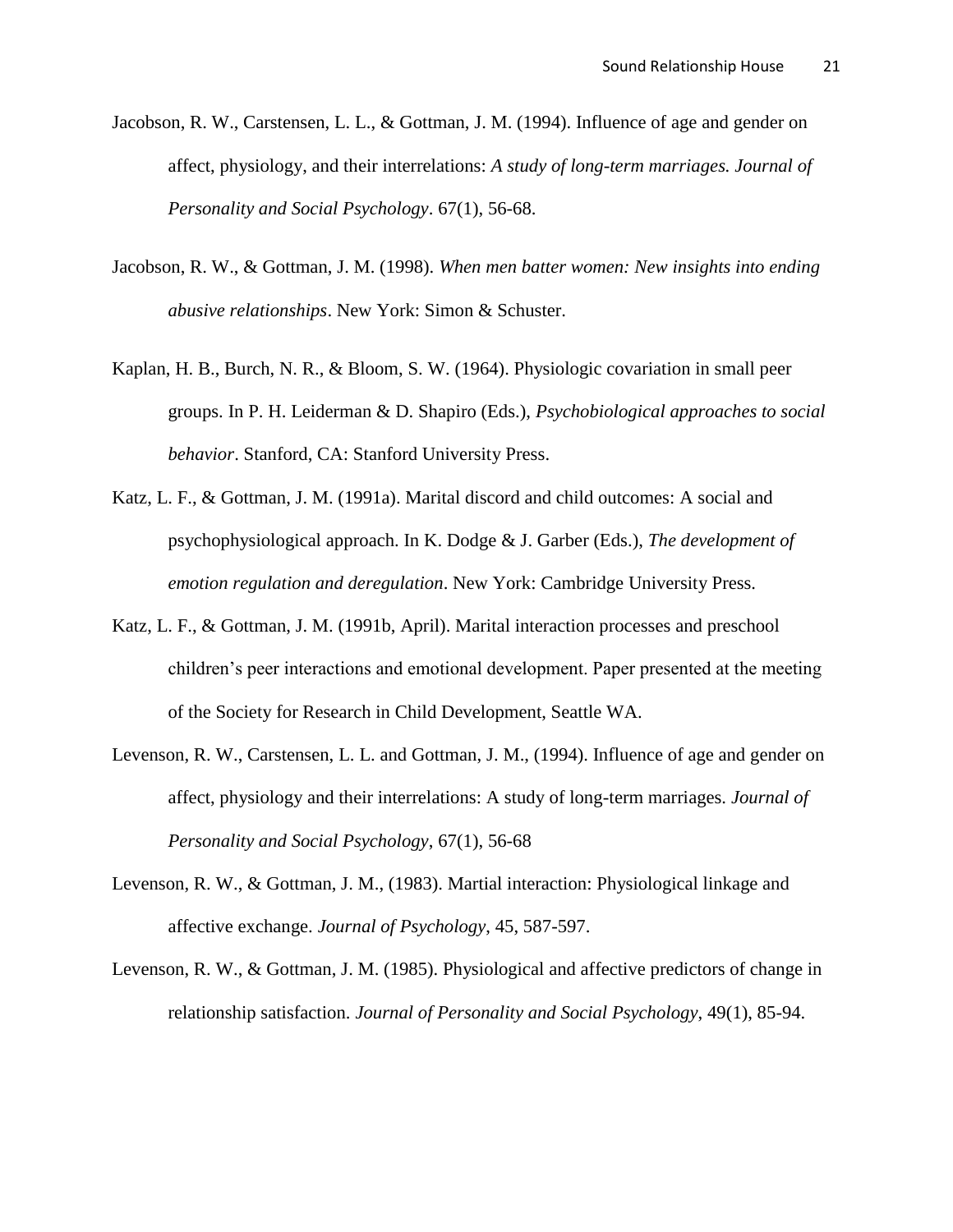Jacobson, R. W., Carstensen, L. L., & Gottman, J. M. (1994). Influence of age and gender on affect, physiology, and their interrelations: *A study of long-term marriages. Journal of Personality and Social Psychology*. 67(1), 56-68.

Jacobson, R. W., & Gottman, J. M. (1998). *When men batter women: New insights into ending abusive relationships*. New York: Simon & Schuster.

Kaplan, H. B., Burch, N. R., & Bloom, S. W. (1964). Physiologic covariation in small peer groups. In P. H. Leiderman & D. Shapiro (Eds.), *Psychobiological approaches to social behavior*. Stanford, CA: Stanford University Press.

Katz, L. F., & Gottman, J. M. (1991a). Marital discord and child outcomes: A social and psychophysiological approach. In K. Dodge & J. Garber (Eds.), *The development of emotion regulation and deregulation*. New York: Cambridge University Press.

Katz, L. F., & Gottman, J. M. (1991b, April). Marital interaction processes and preschool children's peer interactions and emotional development. Paper presented at the meeting of the Society for Research in Child Development, Seattle WA.

Levenson, R. W., Carstensen, L. L. and Gottman, J. M., (1994). Influence of age and gender on affect, physiology and their interrelations: A study of long-term marriages. *Journal of Personality and Social Psychology*, 67(1), 56-68

Levenson, R. W., & Gottman, J. M., (1983). Martial interaction: Physiological linkage and affective exchange. *Journal of Psychology*, 45, 587-597.

Levenson, R. W., & Gottman, J. M. (1985). Physiological and affective predictors of change in relationship satisfaction. *Journal of Personality and Social Psychology*, 49(1), 85-94.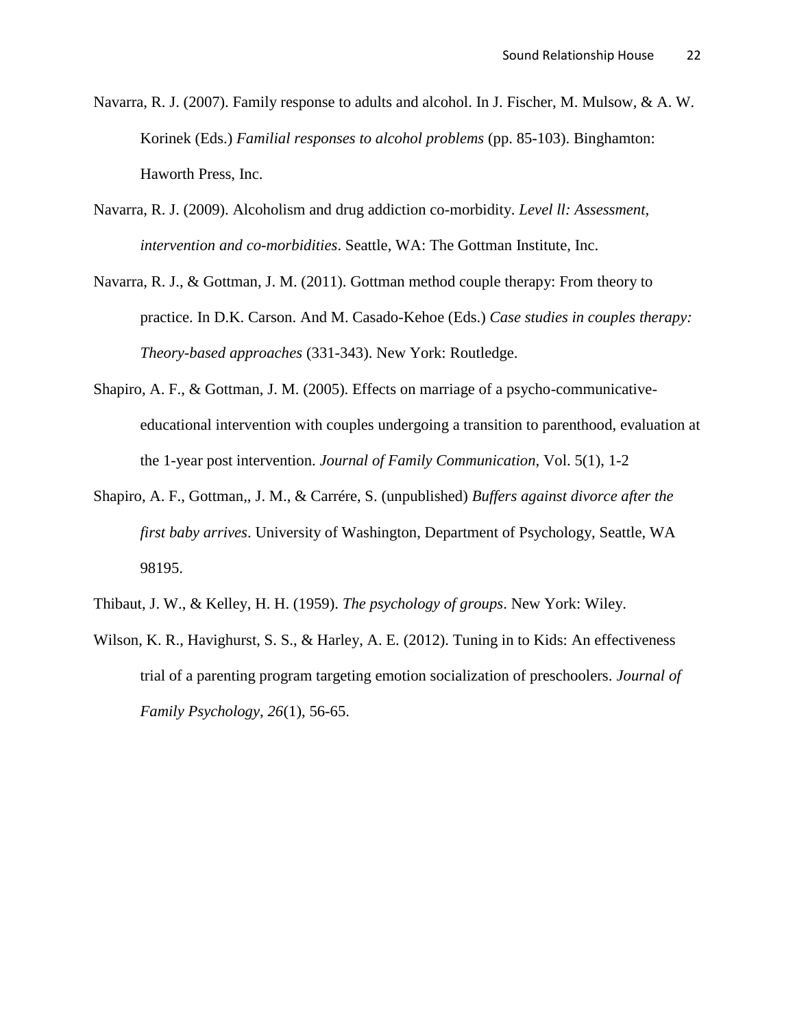Navarra, R. J. (2007). Family response to adults and alcohol. In J. Fischer, M. Mulsow, & A. W. Korinek (Eds.) *Familial responses to alcohol problems* (pp. 85-103). Binghamton: Haworth Press, Inc.

Navarra, R. J. (2009). Alcoholism and drug addiction co-morbidity. *Level ll: Assessment, intervention and co-morbidities*. Seattle, WA: The Gottman Institute, Inc.

Navarra, R. J., & Gottman, J. M. (2011). Gottman method couple therapy: From theory to practice. In D.K. Carson. And M. Casado-Kehoe (Eds.) *Case studies in couples therapy: Theory-based approaches* (331-343). New York: Routledge.

Shapiro, A. F., & Gottman, J. M. (2005). Effects on marriage of a psycho-communicative-educational intervention with couples undergoing a transition to parenthood, evaluation at the 1-year post intervention. *Journal of Family Communication*, Vol. 5(1), 1-2

Shapiro, A. F., Gottman,, J. M., & Carrére, S. (unpublished) *Buffers against divorce after the first baby arrives*. University of Washington, Department of Psychology, Seattle, WA 98195.

Thibaut, J. W., & Kelley, H. H. (1959). *The psychology of groups*. New York: Wiley.

Wilson, K. R., Havighurst, S. S., & Harley, A. E. (2012). Tuning in to Kids: An effectiveness trial of a parenting program targeting emotion socialization of preschoolers. *Journal of Family Psychology, 26*(1), 56-65.